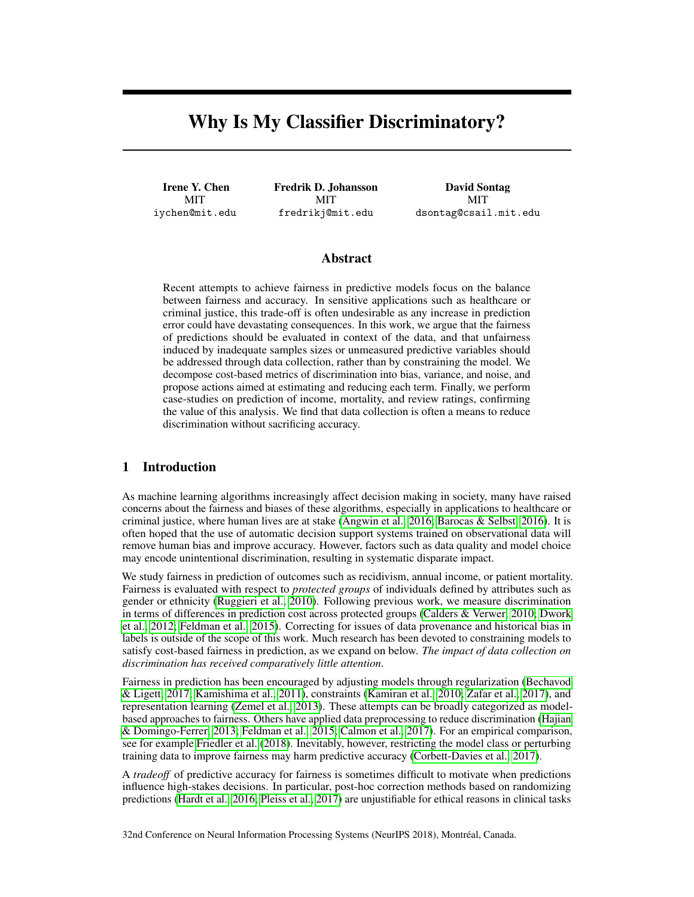# Why Is My Classifier Discriminatory?

**Irene Y. Chen**
MIT
iychen@mit.edu

**Fredrik D. Johansson**
MIT
fredrikj@mit.edu

**David Sontag**
MIT
dsontag@csail.mit.edu

## Abstract

Recent attempts to achieve fairness in predictive models focus on the balance between fairness and accuracy. In sensitive applications such as healthcare or criminal justice, this trade-off is often undesirable as any increase in prediction error could have devastating consequences. In this work, we argue that the fairness of predictions should be evaluated in context of the data, and that unfairness induced by inadequate samples sizes or unmeasured predictive variables should be addressed through data collection, rather than by constraining the model. We decompose cost-based metrics of discrimination into bias, variance, and noise, and propose actions aimed at estimating and reducing each term. Finally, we perform case-studies on prediction of income, mortality, and review ratings, confirming the value of this analysis. We find that data collection is often a means to reduce discrimination without sacrificing accuracy.

## 1 Introduction

As machine learning algorithms increasingly affect decision making in society, many have raised concerns about the fairness and biases of these algorithms, especially in applications to healthcare or criminal justice, where human lives are at stake (Angwin et al., 2016; Barocas & Selbst, 2016). It is often hoped that the use of automatic decision support systems trained on observational data will remove human bias and improve accuracy. However, factors such as data quality and model choice may encode unintentional discrimination, resulting in systematic disparate impact.

We study fairness in prediction of outcomes such as recidivism, annual income, or patient mortality. Fairness is evaluated with respect to *protected groups* of individuals defined by attributes such as gender or ethnicity (Ruggieri et al., 2010). Following previous work, we measure discrimination in terms of differences in prediction cost across protected groups (Calders & Verwer, 2010; Dwork et al., 2012; Feldman et al., 2015). Correcting for issues of data provenance and historical bias in labels is outside of the scope of this work. Much research has been devoted to constraining models to satisfy cost-based fairness in prediction, as we expand on below. *The impact of data collection on discrimination has received comparatively little attention.*

Fairness in prediction has been encouraged by adjusting models through regularization (Bechavod & Ligett, 2017; Kamishima et al., 2011), constraints (Kamiran et al., 2010; Zafar et al., 2017), and representation learning (Zemel et al., 2013). These attempts can be broadly categorized as model-based approaches to fairness. Others have applied data preprocessing to reduce discrimination (Hajian & Domingo-Ferrer, 2013; Feldman et al., 2015; Calmon et al., 2017). For an empirical comparison, see for example Friedler et al. (2018). Inevitably, however, restricting the model class or perturbing training data to improve fairness may harm predictive accuracy (Corbett-Davies et al., 2017).

A *tradeoff* of predictive accuracy for fairness is sometimes difficult to motivate when predictions influence high-stakes decisions. In particular, post-hoc correction methods based on randomizing predictions (Hardt et al., 2016; Pleiss et al., 2017) are unjustifiable for ethical reasons in clinical tasks

32nd Conference on Neural Information Processing Systems (NeurIPS 2018), Montréal, Canada.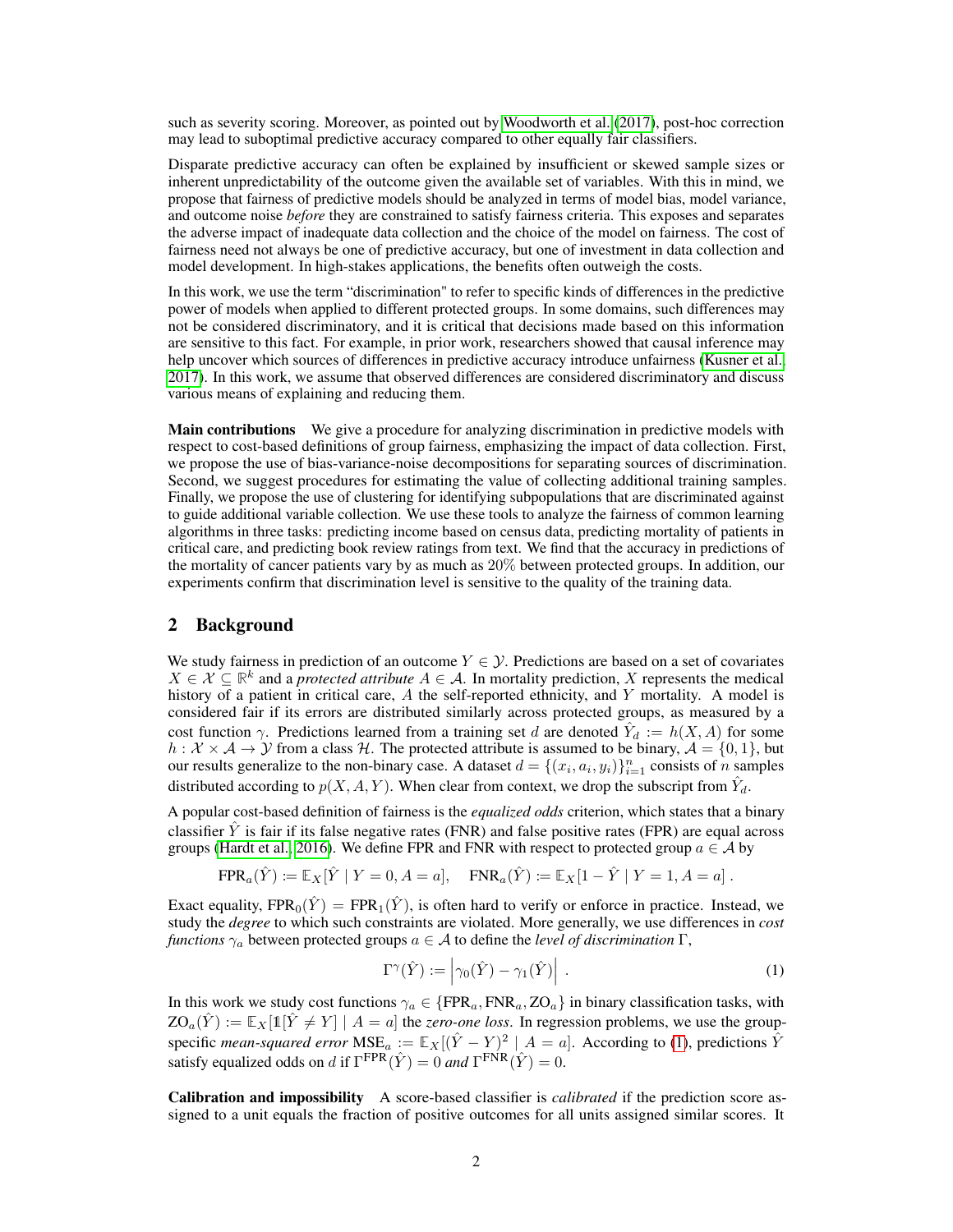such as severity scoring. Moreover, as pointed out by Woodworth et al. (2017), post-hoc correction may lead to suboptimal predictive accuracy compared to other equally fair classifiers.

Disparate predictive accuracy can often be explained by insufficient or skewed sample sizes or inherent unpredictability of the outcome given the available set of variables. With this in mind, we propose that fairness of predictive models should be analyzed in terms of model bias, model variance, and outcome noise *before* they are constrained to satisfy fairness criteria. This exposes and separates the adverse impact of inadequate data collection and the choice of the model on fairness. The cost of fairness need not always be one of predictive accuracy, but one of investment in data collection and model development. In high-stakes applications, the benefits often outweigh the costs.

In this work, we use the term "discrimination" to refer to specific kinds of differences in the predictive power of models when applied to different protected groups. In some domains, such differences may not be considered discriminatory, and it is critical that decisions made based on this information are sensitive to this fact. For example, in prior work, researchers showed that causal inference may help uncover which sources of differences in predictive accuracy introduce unfairness (Kusner et al., 2017). In this work, we assume that observed differences are considered discriminatory and discuss various means of explaining and reducing them.

**Main contributions** We give a procedure for analyzing discrimination in predictive models with respect to cost-based definitions of group fairness, emphasizing the impact of data collection. First, we propose the use of bias-variance-noise decompositions for separating sources of discrimination. Second, we suggest procedures for estimating the value of collecting additional training samples. Finally, we propose the use of clustering for identifying subpopulations that are discriminated against to guide additional variable collection. We use these tools to analyze the fairness of common learning algorithms in three tasks: predicting income based on census data, predicting mortality of patients in critical care, and predicting book review ratings from text. We find that the accuracy in predictions of the mortality of cancer patients vary by as much as $20\%$ between protected groups. In addition, our experiments confirm that discrimination level is sensitive to the quality of the training data.

## 2 Background

We study fairness in prediction of an outcome $Y \in \mathcal{Y}$. Predictions are based on a set of covariates $X \in \mathcal{X} \subseteq \mathbb{R}^k$ and a *protected attribute* $A \in \mathcal{A}$. In mortality prediction, $X$ represents the medical history of a patient in critical care, $A$ the self-reported ethnicity, and $Y$ mortality. A model is considered fair if its errors are distributed similarly across protected groups, as measured by a cost function $\gamma$. Predictions learned from a training set $d$ are denoted $\hat{Y}_d := h(X, A)$ for some $h : \mathcal{X} \times \mathcal{A} \to \mathcal{Y}$ from a class $\mathcal{H}$. The protected attribute is assumed to be binary, $\mathcal{A} = \{0, 1\}$, but our results generalize to the non-binary case. A dataset $d = \{(x_i, a_i, y_i)\}_{i=1}^n$ consists of $n$ samples distributed according to $p(X, A, Y)$. When clear from context, we drop the subscript from $\hat{Y}_d$.

A popular cost-based definition of fairness is the *equalized odds* criterion, which states that a binary classifier $\hat{Y}$ is fair if its false negative rates (FNR) and false positive rates (FPR) are equal across groups (Hardt et al., 2016). We define FPR and FNR with respect to protected group $a \in \mathcal{A}$ by

$$\text{FPR}_a(\hat{Y}) := \mathbb{E}_X[\hat{Y} \mid Y = 0, A = a], \quad \text{FNR}_a(\hat{Y}) := \mathbb{E}_X[1 - \hat{Y} \mid Y = 1, A = a] .$$

Exact equality, $\text{FPR}_0(\hat{Y}) = \text{FPR}_1(\hat{Y})$, is often hard to verify or enforce in practice. Instead, we study the *degree* to which such constraints are violated. More generally, we use differences in *cost functions* $\gamma_a$ between protected groups $a \in \mathcal{A}$ to define the *level of discrimination* $\Gamma$,

$$\Gamma^\gamma(\hat{Y}) := \left| \gamma_0(\hat{Y}) - \gamma_1(\hat{Y}) \right| . \tag{1}$$

In this work we study cost functions $\gamma_a \in \{\text{FPR}_a, \text{FNR}_a, \text{ZO}_a\}$ in binary classification tasks, with $\text{ZO}_a(\hat{Y}) := \mathbb{E}_X[\mathbb{1}[\hat{Y} \neq Y] \mid A = a]$ the *zero-one loss*. In regression problems, we use the group-specific *mean-squared error* $\text{MSE}_a := \mathbb{E}_X[(\hat{Y} - Y)^2 \mid A = a]$. According to (1), predictions $\hat{Y}$ satisfy equalized odds on $d$ if $\Gamma^{\text{FPR}}(\hat{Y}) = 0$ *and* $\Gamma^{\text{FNR}}(\hat{Y}) = 0$.

**Calibration and impossibility** A score-based classifier is *calibrated* if the prediction score assigned to a unit equals the fraction of positive outcomes for all units assigned similar scores. It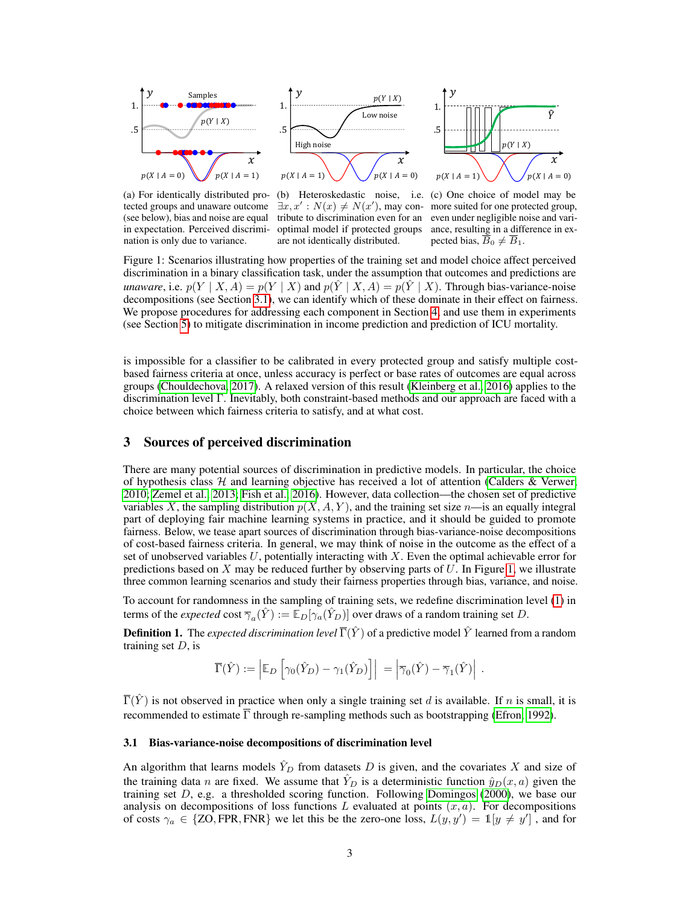(a) For identically distributed protected groups and unaware outcome (see below), bias and noise are equal in expectation. Perceived discrimination is only due to variance.

(b) Heteroskedastic noise, i.e. $\exists x, x' : N(x) \neq N(x')$, may contribute to discrimination even for an optimal model if protected groups are not identically distributed.

(c) One choice of model may be more suited for one protected group, even under negligible noise and variance, resulting in a difference in expected bias, $\overline{B}_0 \neq \overline{B}_1$.

Figure 1: Scenarios illustrating how properties of the training set and model choice affect perceived discrimination in a binary classification task, under the assumption that outcomes and predictions are *unaware*, i.e. $p(Y \mid X, A) = p(Y \mid X)$ and $p(\hat{Y} \mid X, A) = p(\hat{Y} \mid X)$. Through bias-variance-noise decompositions (see Section 3.1), we can identify which of these dominate in their effect on fairness. We propose procedures for addressing each component in Section 4, and use them in experiments (see Section 5) to mitigate discrimination in income prediction and prediction of ICU mortality.

is impossible for a classifier to be calibrated in every protected group and satisfy multiple cost-based fairness criteria at once, unless accuracy is perfect or base rates of outcomes are equal across groups (Chouldechova, 2017). A relaxed version of this result (Kleinberg et al., 2016) applies to the discrimination level $\Gamma$. Inevitably, both constraint-based methods and our approach are faced with a choice between which fairness criteria to satisfy, and at what cost.

## 3 Sources of perceived discrimination

There are many potential sources of discrimination in predictive models. In particular, the choice of hypothesis class $\mathcal{H}$ and learning objective has received a lot of attention (Calders & Verwer, 2010; Zemel et al., 2013; Fish et al., 2016). However, data collection—the chosen set of predictive variables $X$, the sampling distribution $p(X, A, Y)$, and the training set size $n$—is an equally integral part of deploying fair machine learning systems in practice, and it should be guided to promote fairness. Below, we tease apart sources of discrimination through bias-variance-noise decompositions of cost-based fairness criteria. In general, we may think of noise in the outcome as the effect of a set of unobserved variables $U$, potentially interacting with $X$. Even the optimal achievable error for predictions based on $X$ may be reduced further by observing parts of $U$. In Figure 1, we illustrate three common learning scenarios and study their fairness properties through bias, variance, and noise.

To account for randomness in the sampling of training sets, we redefine discrimination level (1) in terms of the *expected* cost $\overline{\gamma}_a(\hat{Y}) := \mathbb{E}_D[\gamma_a(\hat{Y}_D)]$ over draws of a random training set $D$.

**Definition 1.** The *expected discrimination level* $\overline{\Gamma}(\hat{Y})$ of a predictive model $\hat{Y}$ learned from a random training set $D$, is

$$\overline{\Gamma}(\hat{Y}) := \left| \mathbb{E}_D \left[ \gamma_0(\hat{Y}_D) - \gamma_1(\hat{Y}_D) \right] \right| = \left| \overline{\gamma}_0(\hat{Y}) - \overline{\gamma}_1(\hat{Y}) \right| .$$

$\overline{\Gamma}(\hat{Y})$ is not observed in practice when only a single training set $d$ is available. If $n$ is small, it is recommended to estimate $\overline{\Gamma}$ through re-sampling methods such as bootstrapping (Efron, 1992).

### 3.1 Bias-variance-noise decompositions of discrimination level

An algorithm that learns models $\hat{Y}_D$ from datasets $D$ is given, and the covariates $X$ and size of the training data $n$ are fixed. We assume that $\hat{Y}_D$ is a deterministic function $\hat{y}_D(x, a)$ given the training set $D$, e.g. a thresholded scoring function. Following Domingos (2000), we base our analysis on decompositions of loss functions $L$ evaluated at points $(x, a)$. For decompositions of costs $\gamma_a \in \{\text{ZO}, \text{FPR}, \text{FNR}\}$ we let this be the zero-one loss, $L(y, y') = \mathbb{1}[y \neq y']$ , and for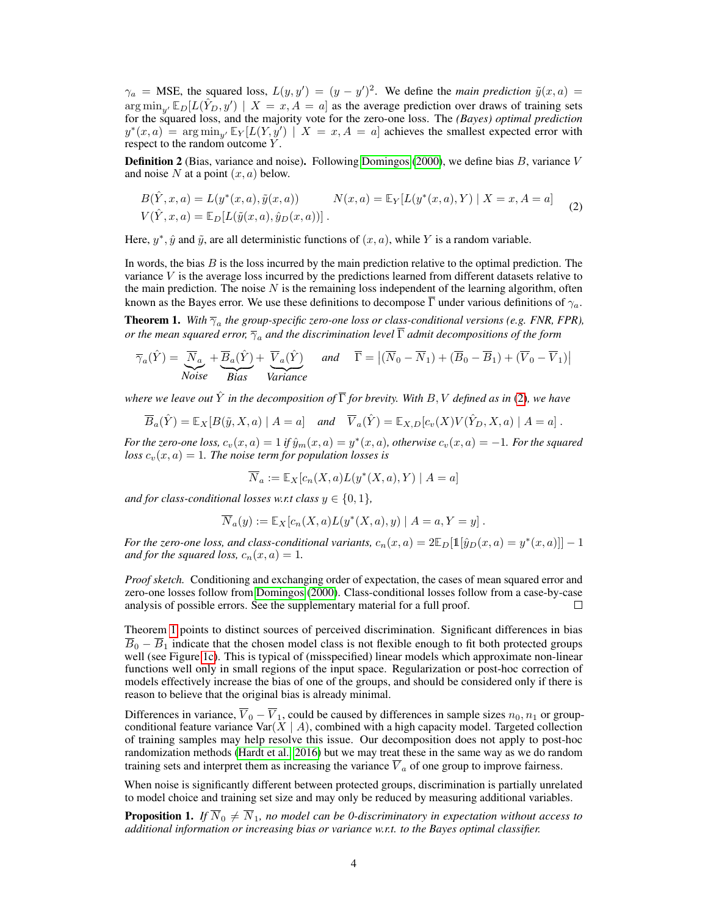$\gamma_a$ = MSE, the squared loss, $L(y, y') = (y - y')^2$. We define the *main prediction* $\tilde{y}(x, a) = \arg\min_{y'} \mathbb{E}_D[L(\hat{Y}_D, y') \mid X = x, A = a]$ as the average prediction over draws of training sets for the squared loss, and the majority vote for the zero-one loss. The *(Bayes) optimal prediction* $y^*(x, a) = \arg\min_{y'} \mathbb{E}_Y[L(Y, y') \mid X = x, A = a]$ achieves the smallest expected error with respect to the random outcome $Y$.

**Definition 2** (Bias, variance and noise)**.** Following Domingos (2000), we define bias $B$, variance $V$ and noise $N$ at a point $(x, a)$ below.

$$
\begin{aligned}
&B(\hat{Y}, x, a) = L(y^*(x, a), \tilde{y}(x, a)) \qquad N(x, a) = \mathbb{E}_Y[L(y^*(x, a), Y) \mid X = x, A = a] \\
&V(\hat{Y}, x, a) = \mathbb{E}_D[L(\tilde{y}(x, a), \hat{y}_D(x, a))] .
\end{aligned}
\tag{2}
$$

Here, $y^*$, $\hat{y}$ and $\tilde{y}$, are all deterministic functions of $(x, a)$, while $Y$ is a random variable.

In words, the bias $B$ is the loss incurred by the main prediction relative to the optimal prediction. The variance $V$ is the average loss incurred by the predictions learned from different datasets relative to the main prediction. The noise $N$ is the remaining loss independent of the learning algorithm, often known as the Bayes error. We use these definitions to decompose $\overline{\Gamma}$ under various definitions of $\gamma_a$.

**Theorem 1.** *With $\overline{\gamma}_a$ the group-specific zero-one loss or class-conditional versions (e.g. FNR, FPR), or the mean squared error, $\overline{\gamma}_a$ and the discrimination level $\overline{\Gamma}$ admit decompositions of the form*

$$
\overline{\gamma}_a(\hat{Y}) = \underbrace{\overline{N}_a}_{\textit{Noise}} + \underbrace{\overline{B}_a(\hat{Y})}_{\textit{Bias}} + \underbrace{\overline{V}_a(\hat{Y})}_{\textit{Variance}} \quad \textit{and} \quad \overline{\Gamma} = \left|(\overline{N}_0 - \overline{N}_1) + (\overline{B}_0 - \overline{B}_1) + (\overline{V}_0 - \overline{V}_1)\right|
$$

*where we leave out $\hat{Y}$ in the decomposition of $\overline{\Gamma}$ for brevity. With $B, V$ defined as in (2), we have*

$$
\overline{B}_a(\hat{Y}) = \mathbb{E}_X[B(\tilde{y}, X, a) \mid A = a] \quad \textit{and} \quad \overline{V}_a(\hat{Y}) = \mathbb{E}_{X,D}[c_v(X)V(\hat{Y}_D, X, a) \mid A = a] .
$$

*For the zero-one loss, $c_v(x, a) = 1$ if $\hat{y}_m(x, a) = y^*(x, a)$, otherwise $c_v(x, a) = -1$. For the squared loss $c_v(x, a) = 1$. The noise term for population losses is*

$$
\overline{N}_a := \mathbb{E}_X[c_n(X, a)L(y^*(X, a), Y) \mid A = a]
$$

*and for class-conditional losses w.r.t class $y \in \{0, 1\}$,*

$$
\overline{N}_a(y) := \mathbb{E}_X[c_n(X, a)L(y^*(X, a), y) \mid A = a, Y = y] .
$$

*For the zero-one loss, and class-conditional variants, $c_n(x, a) = 2\mathbb{E}_D[\mathbb{1}[\hat{y}_D(x, a) = y^*(x, a)]] - 1$ and for the squared loss, $c_n(x, a) = 1$.*

*Proof sketch.* Conditioning and exchanging order of expectation, the cases of mean squared error and zero-one losses follow from Domingos (2000). Class-conditional losses follow from a case-by-case analysis of possible errors. See the supplementary material for a full proof. □

Theorem 1 points to distinct sources of perceived discrimination. Significant differences in bias $\overline{B}_0 - \overline{B}_1$ indicate that the chosen model class is not flexible enough to fit both protected groups well (see Figure 1c). This is typical of (misspecified) linear models which approximate non-linear functions well only in small regions of the input space. Regularization or post-hoc correction of models effectively increase the bias of one of the groups, and should be considered only if there is reason to believe that the original bias is already minimal.

Differences in variance, $\overline{V}_0 - \overline{V}_1$, could be caused by differences in sample sizes $n_0, n_1$ or group-conditional feature variance $\mathrm{Var}(X \mid A)$, combined with a high capacity model. Targeted collection of training samples may help resolve this issue. Our decomposition does not apply to post-hoc randomization methods (Hardt et al., 2016) but we may treat these in the same way as we do random training sets and interpret them as increasing the variance $\overline{V}_a$ of one group to improve fairness.

When noise is significantly different between protected groups, discrimination is partially unrelated to model choice and training set size and may only be reduced by measuring additional variables.

**Proposition 1.** *If $\overline{N}_0 \neq \overline{N}_1$, no model can be 0-discriminatory in expectation without access to additional information or increasing bias or variance w.r.t. to the Bayes optimal classifier.*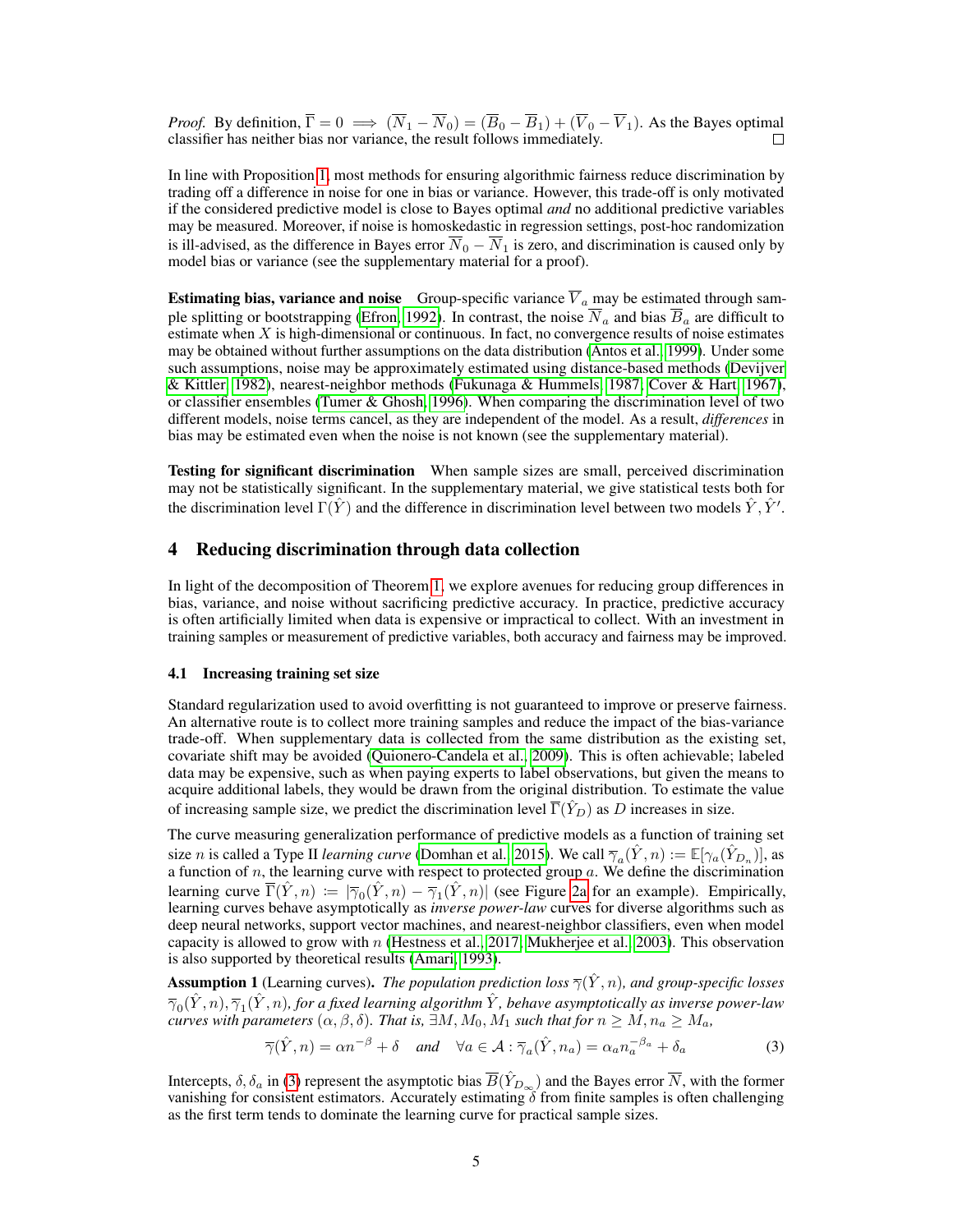*Proof.* By definition, $\overline{\Gamma} = 0 \implies (\overline{N}_1 - \overline{N}_0) = (\overline{B}_0 - \overline{B}_1) + (\overline{V}_0 - \overline{V}_1)$. As the Bayes optimal classifier has neither bias nor variance, the result follows immediately. □

In line with Proposition 1, most methods for ensuring algorithmic fairness reduce discrimination by trading off a difference in noise for one in bias or variance. However, this trade-off is only motivated if the considered predictive model is close to Bayes optimal *and* no additional predictive variables may be measured. Moreover, if noise is homoskedastic in regression settings, post-hoc randomization is ill-advised, as the difference in Bayes error $\overline{N}_0 - \overline{N}_1$ is zero, and discrimination is caused only by model bias or variance (see the supplementary material for a proof).

**Estimating bias, variance and noise** Group-specific variance $\overline{V}_a$ may be estimated through sample splitting or bootstrapping (Efron, 1992). In contrast, the noise $\overline{N}_a$ and bias $\overline{B}_a$ are difficult to estimate when $X$ is high-dimensional or continuous. In fact, no convergence results of noise estimates may be obtained without further assumptions on the data distribution (Antos et al., 1999). Under some such assumptions, noise may be approximately estimated using distance-based methods (Devijver & Kittler, 1982), nearest-neighbor methods (Fukunaga & Hummels, 1987; Cover & Hart, 1967), or classifier ensembles (Tumer & Ghosh, 1996). When comparing the discrimination level of two different models, noise terms cancel, as they are independent of the model. As a result, *differences* in bias may be estimated even when the noise is not known (see the supplementary material).

**Testing for significant discrimination** When sample sizes are small, perceived discrimination may not be statistically significant. In the supplementary material, we give statistical tests both for the discrimination level $\Gamma(\hat{Y})$ and the difference in discrimination level between two models $\hat{Y}, \hat{Y}'$.

## 4 Reducing discrimination through data collection

In light of the decomposition of Theorem 1, we explore avenues for reducing group differences in bias, variance, and noise without sacrificing predictive accuracy. In practice, predictive accuracy is often artificially limited when data is expensive or impractical to collect. With an investment in training samples or measurement of predictive variables, both accuracy and fairness may be improved.

### 4.1 Increasing training set size

Standard regularization used to avoid overfitting is not guaranteed to improve or preserve fairness. An alternative route is to collect more training samples and reduce the impact of the bias-variance trade-off. When supplementary data is collected from the same distribution as the existing set, covariate shift may be avoided (Quionero-Candela et al., 2009). This is often achievable; labeled data may be expensive, such as when paying experts to label observations, but given the means to acquire additional labels, they would be drawn from the original distribution. To estimate the value of increasing sample size, we predict the discrimination level $\overline{\Gamma}(\hat{Y}_D)$ as $D$ increases in size.

The curve measuring generalization performance of predictive models as a function of training set size $n$ is called a Type II *learning curve* (Domhan et al., 2015). We call $\overline{\gamma}_a(\hat{Y}, n) := \mathbb{E}[\gamma_a(\hat{Y}_{D_n})]$, as a function of $n$, the learning curve with respect to protected group $a$. We define the discrimination learning curve $\overline{\Gamma}(\hat{Y}, n) := |\overline{\gamma}_0(\hat{Y}, n) - \overline{\gamma}_1(\hat{Y}, n)|$ (see Figure 2a for an example). Empirically, learning curves behave asymptotically as *inverse power-law* curves for diverse algorithms such as deep neural networks, support vector machines, and nearest-neighbor classifiers, even when model capacity is allowed to grow with $n$ (Hestness et al., 2017; Mukherjee et al., 2003). This observation is also supported by theoretical results (Amari, 1993).

**Assumption 1** (Learning curves). *The population prediction loss $\overline{\gamma}(\hat{Y}, n)$, and group-specific losses $\overline{\gamma}_0(\hat{Y}, n), \overline{\gamma}_1(\hat{Y}, n)$, for a fixed learning algorithm $\hat{Y}$, behave asymptotically as inverse power-law curves with parameters $(\alpha, \beta, \delta)$. That is, $\exists M, M_0, M_1$ such that for $n \geq M, n_a \geq M_a$,*

$$\overline{\gamma}(\hat{Y}, n) = \alpha n^{-\beta} + \delta \quad \text{and} \quad \forall a \in \mathcal{A} : \overline{\gamma}_a(\hat{Y}, n_a) = \alpha_a n_a^{-\beta_a} + \delta_a \tag{3}$$

Intercepts, $\delta, \delta_a$ in (3) represent the asymptotic bias $\overline{B}(\hat{Y}_{D_\infty})$ and the Bayes error $\overline{N}$, with the former vanishing for consistent estimators. Accurately estimating $\delta$ from finite samples is often challenging as the first term tends to dominate the learning curve for practical sample sizes.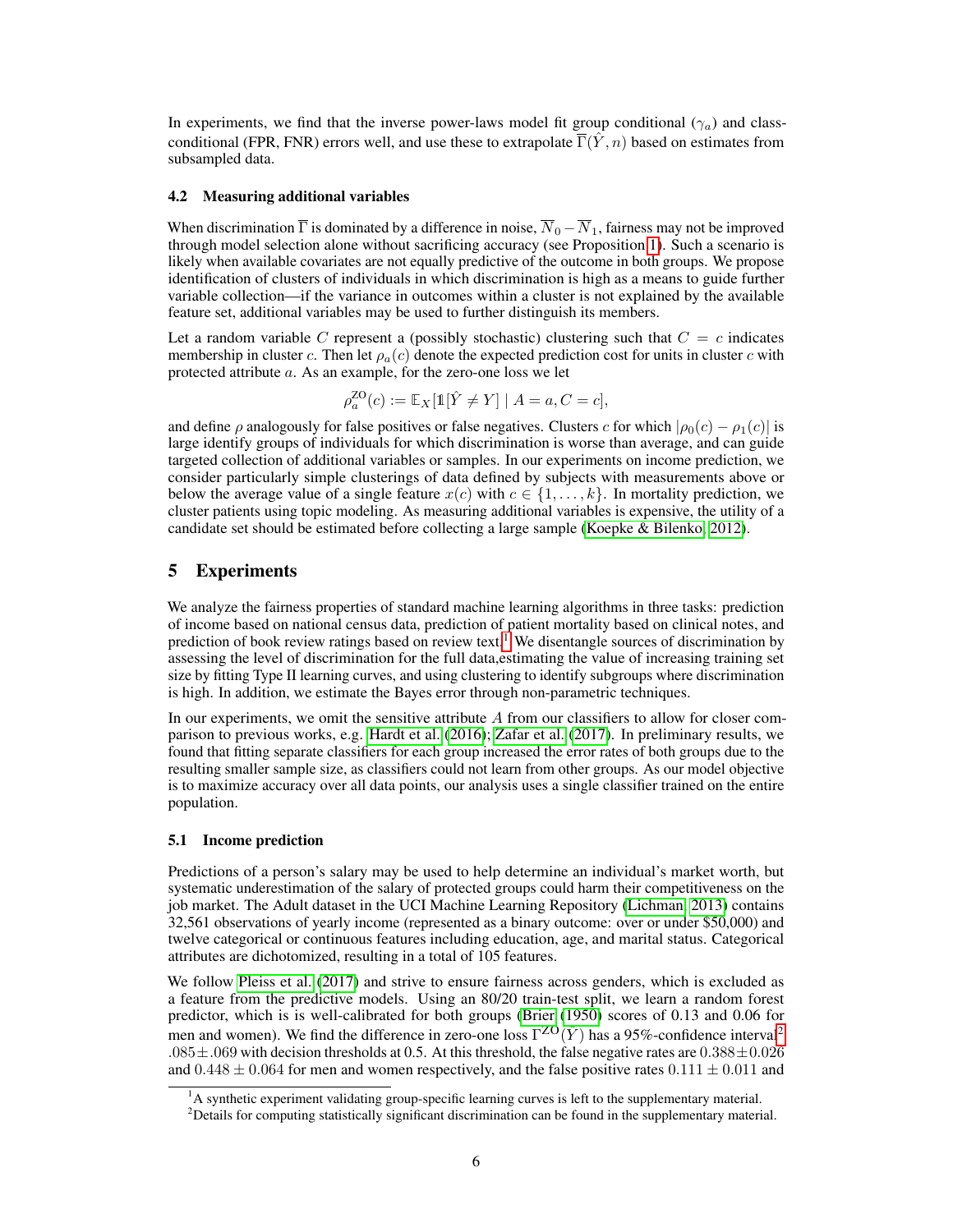In experiments, we find that the inverse power-laws model fit group conditional ($\gamma_a$) and class-conditional (FPR, FNR) errors well, and use these to extrapolate $\overline{\Gamma}(\hat{Y}, n)$ based on estimates from subsampled data.

### 4.2 Measuring additional variables

When discrimination $\overline{\Gamma}$ is dominated by a difference in noise, $\overline{N}_0 - \overline{N}_1$, fairness may not be improved through model selection alone without sacrificing accuracy (see Proposition 1). Such a scenario is likely when available covariates are not equally predictive of the outcome in both groups. We propose identification of clusters of individuals in which discrimination is high as a means to guide further variable collection—if the variance in outcomes within a cluster is not explained by the available feature set, additional variables may be used to further distinguish its members.

Let a random variable $C$ represent a (possibly stochastic) clustering such that $C = c$ indicates membership in cluster $c$. Then let $\rho_a(c)$ denote the expected prediction cost for units in cluster $c$ with protected attribute $a$. As an example, for the zero-one loss we let

$$\rho_a^{\text{ZO}}(c) := \mathbb{E}_X[\mathbb{1}[\hat{Y} \neq Y] \mid A = a, C = c],$$

and define $\rho$ analogously for false positives or false negatives. Clusters $c$ for which $|\rho_0(c) - \rho_1(c)|$ is large identify groups of individuals for which discrimination is worse than average, and can guide targeted collection of additional variables or samples. In our experiments on income prediction, we consider particularly simple clusterings of data defined by subjects with measurements above or below the average value of a single feature $x(c)$ with $c \in \{1, \ldots, k\}$. In mortality prediction, we cluster patients using topic modeling. As measuring additional variables is expensive, the utility of a candidate set should be estimated before collecting a large sample (Koepke & Bilenko, 2012).

## 5 Experiments

We analyze the fairness properties of standard machine learning algorithms in three tasks: prediction of income based on national census data, prediction of patient mortality based on clinical notes, and prediction of book review ratings based on review text.[1] We disentangle sources of discrimination by assessing the level of discrimination for the full data,estimating the value of increasing training set size by fitting Type II learning curves, and using clustering to identify subgroups where discrimination is high. In addition, we estimate the Bayes error through non-parametric techniques.

In our experiments, we omit the sensitive attribute $A$ from our classifiers to allow for closer comparison to previous works, e.g. Hardt et al. (2016); Zafar et al. (2017). In preliminary results, we found that fitting separate classifiers for each group increased the error rates of both groups due to the resulting smaller sample size, as classifiers could not learn from other groups. As our model objective is to maximize accuracy over all data points, our analysis uses a single classifier trained on the entire population.

### 5.1 Income prediction

Predictions of a person's salary may be used to help determine an individual's market worth, but systematic underestimation of the salary of protected groups could harm their competitiveness on the job market. The Adult dataset in the UCI Machine Learning Repository (Lichman, 2013) contains 32,561 observations of yearly income (represented as a binary outcome: over or under $50,000) and twelve categorical or continuous features including education, age, and marital status. Categorical attributes are dichotomized, resulting in a total of 105 features.

We follow Pleiss et al. (2017) and strive to ensure fairness across genders, which is excluded as a feature from the predictive models. Using an 80/20 train-test split, we learn a random forest predictor, which is is well-calibrated for both groups (Brier (1950) scores of 0.13 and 0.06 for men and women). We find the difference in zero-one loss $\Gamma^{\text{ZO}}(\hat{Y})$ has a 95%-confidence interval[2] $.085 \pm .069$ with decision thresholds at 0.5. At this threshold, the false negative rates are $0.388 \pm 0.026$ and $0.448 \pm 0.064$ for men and women respectively, and the false positive rates $0.111 \pm 0.011$ and

[1] A synthetic experiment validating group-specific learning curves is left to the supplementary material.

[2] Details for computing statistically significant discrimination can be found in the supplementary material.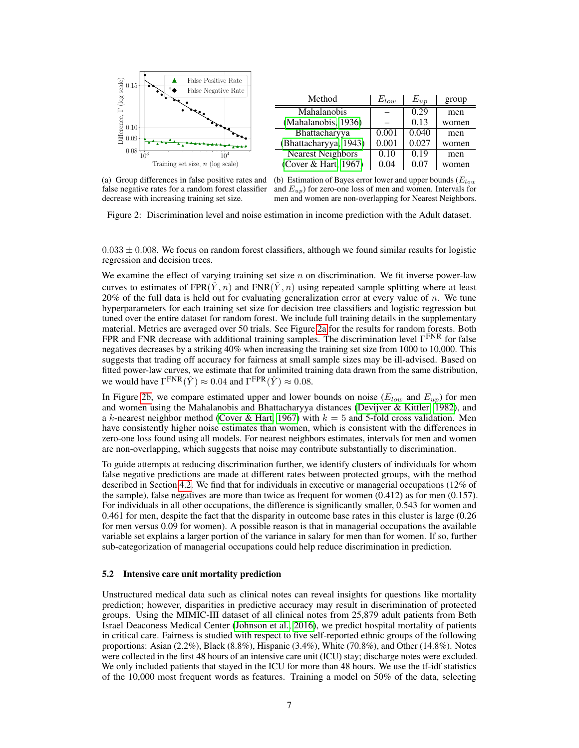| Method | $E_{low}$ | $E_{up}$ | group |
|---|---|---|---|
| Mahalanobis | – | 0.29 | men |
| (Mahalanobis, 1936) | – | 0.13 | women |
| Bhattacharyya | 0.001 | 0.040 | men |
| (Bhattacharyya, 1943) | 0.001 | 0.027 | women |
| Nearest Neighbors | 0.10 | 0.19 | men |
| (Cover & Hart, 1967) | 0.04 | 0.07 | women |

(a) Group differences in false positive rates and false negative rates for a random forest classifier decrease with increasing training set size.

(b) Estimation of Bayes error lower and upper bounds ($E_{low}$ and $E_{up}$) for zero-one loss of men and women. Intervals for men and women are non-overlapping for Nearest Neighbors.

Figure 2: Discrimination level and noise estimation in income prediction with the Adult dataset.

$0.033 \pm 0.008$. We focus on random forest classifiers, although we found similar results for logistic regression and decision trees.

We examine the effect of varying training set size $n$ on discrimination. We fit inverse power-law curves to estimates of $\text{FPR}(\hat{Y}, n)$ and $\text{FNR}(\hat{Y}, n)$ using repeated sample splitting where at least 20% of the full data is held out for evaluating generalization error at every value of $n$. We tune hyperparameters for each training set size for decision tree classifiers and logistic regression but tuned over the entire dataset for random forest. We include full training details in the supplementary material. Metrics are averaged over 50 trials. See Figure 2a for the results for random forests. Both FPR and FNR decrease with additional training samples. The discrimination level $\Gamma^{\text{FNR}}$ for false negatives decreases by a striking 40% when increasing the training set size from 1000 to 10,000. This suggests that trading off accuracy for fairness at small sample sizes may be ill-advised. Based on fitted power-law curves, we estimate that for unlimited training data drawn from the same distribution, we would have $\Gamma^{\text{FNR}}(\hat{Y}) \approx 0.04$ and $\Gamma^{\text{FPR}}(\hat{Y}) \approx 0.08$.

In Figure 2b, we compare estimated upper and lower bounds on noise ($E_{low}$ and $E_{up}$) for men and women using the Mahalanobis and Bhattacharyya distances (Devijver & Kittler, 1982), and a $k$-nearest neighbor method (Cover & Hart, 1967) with $k = 5$ and 5-fold cross validation. Men have consistently higher noise estimates than women, which is consistent with the differences in zero-one loss found using all models. For nearest neighbors estimates, intervals for men and women are non-overlapping, which suggests that noise may contribute substantially to discrimination.

To guide attempts at reducing discrimination further, we identify clusters of individuals for whom false negative predictions are made at different rates between protected groups, with the method described in Section 4.2. We find that for individuals in executive or managerial occupations (12% of the sample), false negatives are more than twice as frequent for women (0.412) as for men (0.157). For individuals in all other occupations, the difference is significantly smaller, 0.543 for women and 0.461 for men, despite the fact that the disparity in outcome base rates in this cluster is large (0.26 for men versus 0.09 for women). A possible reason is that in managerial occupations the available variable set explains a larger portion of the variance in salary for men than for women. If so, further sub-categorization of managerial occupations could help reduce discrimination in prediction.

### 5.2 Intensive care unit mortality prediction

Unstructured medical data such as clinical notes can reveal insights for questions like mortality prediction; however, disparities in predictive accuracy may result in discrimination of protected groups. Using the MIMIC-III dataset of all clinical notes from 25,879 adult patients from Beth Israel Deaconess Medical Center (Johnson et al., 2016), we predict hospital mortality of patients in critical care. Fairness is studied with respect to five self-reported ethnic groups of the following proportions: Asian (2.2%), Black (8.8%), Hispanic (3.4%), White (70.8%), and Other (14.8%). Notes were collected in the first 48 hours of an intensive care unit (ICU) stay; discharge notes were excluded. We only included patients that stayed in the ICU for more than 48 hours. We use the tf-idf statistics of the 10,000 most frequent words as features. Training a model on 50% of the data, selecting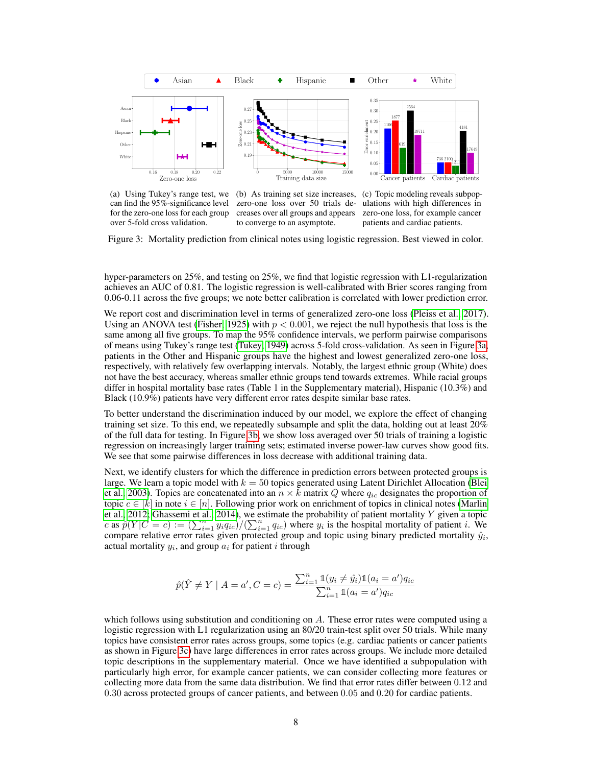(a) Using Tukey's range test, we can find the 95%-significance level for the zero-one loss for each group over 5-fold cross validation.

(b) As training set size increases, zero-one loss over 50 trials decreases over all groups and appears to converge to an asymptote.

(c) Topic modeling reveals subpopulations with high differences in zero-one loss, for example cancer patients and cardiac patients.

Figure 3: Mortality prediction from clinical notes using logistic regression. Best viewed in color.

hyper-parameters on 25%, and testing on 25%, we find that logistic regression with L1-regularization achieves an AUC of 0.81. The logistic regression is well-calibrated with Brier scores ranging from 0.06-0.11 across the five groups; we note better calibration is correlated with lower prediction error.

We report cost and discrimination level in terms of generalized zero-one loss (Pleiss et al., 2017). Using an ANOVA test (Fisher, 1925) with $p < 0.001$, we reject the null hypothesis that loss is the same among all five groups. To map the 95% confidence intervals, we perform pairwise comparisons of means using Tukey's range test (Tukey, 1949) across 5-fold cross-validation. As seen in Figure 3a, patients in the Other and Hispanic groups have the highest and lowest generalized zero-one loss, respectively, with relatively few overlapping intervals. Notably, the largest ethnic group (White) does not have the best accuracy, whereas smaller ethnic groups tend towards extremes. While racial groups differ in hospital mortality base rates (Table 1 in the Supplementary material), Hispanic (10.3%) and Black (10.9%) patients have very different error rates despite similar base rates.

To better understand the discrimination induced by our model, we explore the effect of changing training set size. To this end, we repeatedly subsample and split the data, holding out at least 20% of the full data for testing. In Figure 3b, we show loss averaged over 50 trials of training a logistic regression on increasingly larger training sets; estimated inverse power-law curves show good fits. We see that some pairwise differences in loss decrease with additional training data.

Next, we identify clusters for which the difference in prediction errors between protected groups is large. We learn a topic model with $k = 50$ topics generated using Latent Dirichlet Allocation (Blei et al., 2003). Topics are concatenated into an $n \times k$ matrix $Q$ where $q_{ic}$ designates the proportion of topic $c \in [k]$ in note $i \in [n]$. Following prior work on enrichment of topics in clinical notes (Marlin et al., 2012; Ghassemi et al., 2014), we estimate the probability of patient mortality $Y$ given a topic $c$ as $\hat{p}(Y|C = c) := (\sum_{i=1}^{n} y_i q_{ic})/(\sum_{i=1}^{n} q_{ic})$ where $y_i$ is the hospital mortality of patient $i$. We compare relative error rates given protected group and topic using binary predicted mortality $\hat{y}_i$, actual mortality $y_i$, and group $a_i$ for patient $i$ through

$$\hat{p}(\hat{Y} \neq Y \mid A = a', C = c) = \frac{\sum_{i=1}^{n} \mathbb{1}(y_i \neq \hat{y}_i)\mathbb{1}(a_i = a')q_{ic}}{\sum_{i=1}^{n} \mathbb{1}(a_i = a')q_{ic}}$$

which follows using substitution and conditioning on $A$. These error rates were computed using a logistic regression with L1 regularization using an 80/20 train-test split over 50 trials. While many topics have consistent error rates across groups, some topics (e.g. cardiac patients or cancer patients as shown in Figure 3c) have large differences in error rates across groups. We include more detailed topic descriptions in the supplementary material. Once we have identified a subpopulation with particularly high error, for example cancer patients, we can consider collecting more features or collecting more data from the same data distribution. We find that error rates differ between 0.12 and 0.30 across protected groups of cancer patients, and between 0.05 and 0.20 for cardiac patients.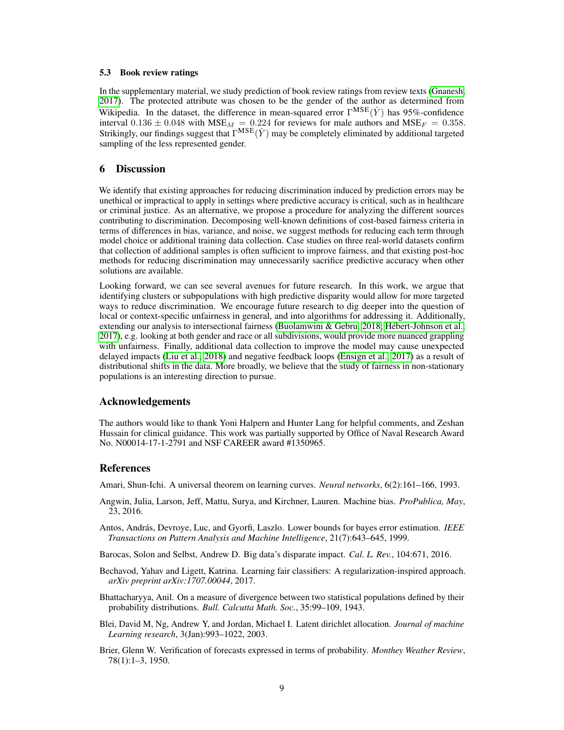### 5.3 Book review ratings

In the supplementary material, we study prediction of book review ratings from review texts (Gnanesh, 2017). The protected attribute was chosen to be the gender of the author as determined from Wikipedia. In the dataset, the difference in mean-squared error $\Gamma^{\text{MSE}}(\hat{Y})$ has 95%-confidence interval $0.136 \pm 0.048$ with $\text{MSE}_M = 0.224$ for reviews for male authors and $\text{MSE}_F = 0.358$. Strikingly, our findings suggest that $\Gamma^{\text{MSE}}(\hat{Y})$ may be completely eliminated by additional targeted sampling of the less represented gender.

## 6 Discussion

We identify that existing approaches for reducing discrimination induced by prediction errors may be unethical or impractical to apply in settings where predictive accuracy is critical, such as in healthcare or criminal justice. As an alternative, we propose a procedure for analyzing the different sources contributing to discrimination. Decomposing well-known definitions of cost-based fairness criteria in terms of differences in bias, variance, and noise, we suggest methods for reducing each term through model choice or additional training data collection. Case studies on three real-world datasets confirm that collection of additional samples is often sufficient to improve fairness, and that existing post-hoc methods for reducing discrimination may unnecessarily sacrifice predictive accuracy when other solutions are available.

Looking forward, we can see several avenues for future research. In this work, we argue that identifying clusters or subpopulations with high predictive disparity would allow for more targeted ways to reduce discrimination. We encourage future research to dig deeper into the question of local or context-specific unfairness in general, and into algorithms for addressing it. Additionally, extending our analysis to intersectional fairness (Buolamwini & Gebru, 2018; Hébert-Johnson et al., 2017), e.g. looking at both gender and race or all subdivisions, would provide more nuanced grappling with unfairness. Finally, additional data collection to improve the model may cause unexpected delayed impacts (Liu et al., 2018) and negative feedback loops (Ensign et al., 2017) as a result of distributional shifts in the data. More broadly, we believe that the study of fairness in non-stationary populations is an interesting direction to pursue.

## Acknowledgements

The authors would like to thank Yoni Halpern and Hunter Lang for helpful comments, and Zeshan Hussain for clinical guidance. This work was partially supported by Office of Naval Research Award No. N00014-17-1-2791 and NSF CAREER award #1350965.

## References

Amari, Shun-Ichi. A universal theorem on learning curves. *Neural networks*, 6(2):161–166, 1993.

Angwin, Julia, Larson, Jeff, Mattu, Surya, and Kirchner, Lauren. Machine bias. *ProPublica, May*, 23, 2016.

Antos, András, Devroye, Luc, and Gyorfi, Laszlo. Lower bounds for bayes error estimation. *IEEE Transactions on Pattern Analysis and Machine Intelligence*, 21(7):643–645, 1999.

Barocas, Solon and Selbst, Andrew D. Big data's disparate impact. *Cal. L. Rev.*, 104:671, 2016.

Bechavod, Yahav and Ligett, Katrina. Learning fair classifiers: A regularization-inspired approach. *arXiv preprint arXiv:1707.00044*, 2017.

Bhattacharyya, Anil. On a measure of divergence between two statistical populations defined by their probability distributions. *Bull. Calcutta Math. Soc.*, 35:99–109, 1943.

Blei, David M, Ng, Andrew Y, and Jordan, Michael I. Latent dirichlet allocation. *Journal of machine Learning research*, 3(Jan):993–1022, 2003.

Brier, Glenn W. Verification of forecasts expressed in terms of probability. *Monthey Weather Review*, 78(1):1–3, 1950.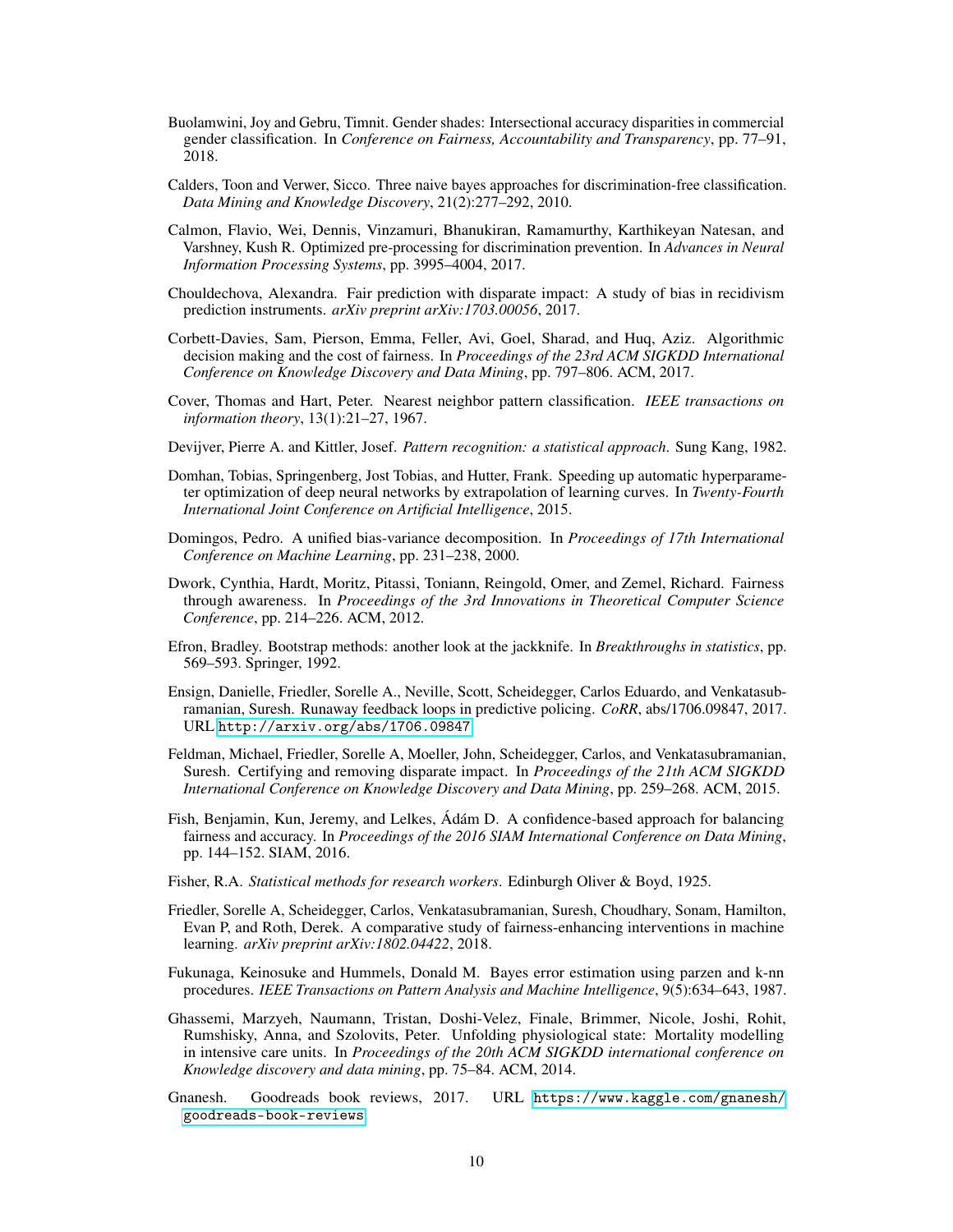Buolamwini, Joy and Gebru, Timnit. Gender shades: Intersectional accuracy disparities in commercial gender classification. In *Conference on Fairness, Accountability and Transparency*, pp. 77–91, 2018.

Calders, Toon and Verwer, Sicco. Three naive bayes approaches for discrimination-free classification. *Data Mining and Knowledge Discovery*, 21(2):277–292, 2010.

Calmon, Flavio, Wei, Dennis, Vinzamuri, Bhanukiran, Ramamurthy, Karthikeyan Natesan, and Varshney, Kush R. Optimized pre-processing for discrimination prevention. In *Advances in Neural Information Processing Systems*, pp. 3995–4004, 2017.

Chouldechova, Alexandra. Fair prediction with disparate impact: A study of bias in recidivism prediction instruments. *arXiv preprint arXiv:1703.00056*, 2017.

Corbett-Davies, Sam, Pierson, Emma, Feller, Avi, Goel, Sharad, and Huq, Aziz. Algorithmic decision making and the cost of fairness. In *Proceedings of the 23rd ACM SIGKDD International Conference on Knowledge Discovery and Data Mining*, pp. 797–806. ACM, 2017.

Cover, Thomas and Hart, Peter. Nearest neighbor pattern classification. *IEEE transactions on information theory*, 13(1):21–27, 1967.

Devijver, Pierre A. and Kittler, Josef. *Pattern recognition: a statistical approach*. Sung Kang, 1982.

Domhan, Tobias, Springenberg, Jost Tobias, and Hutter, Frank. Speeding up automatic hyperparameter optimization of deep neural networks by extrapolation of learning curves. In *Twenty-Fourth International Joint Conference on Artificial Intelligence*, 2015.

Domingos, Pedro. A unified bias-variance decomposition. In *Proceedings of 17th International Conference on Machine Learning*, pp. 231–238, 2000.

Dwork, Cynthia, Hardt, Moritz, Pitassi, Toniann, Reingold, Omer, and Zemel, Richard. Fairness through awareness. In *Proceedings of the 3rd Innovations in Theoretical Computer Science Conference*, pp. 214–226. ACM, 2012.

Efron, Bradley. Bootstrap methods: another look at the jackknife. In *Breakthroughs in statistics*, pp. 569–593. Springer, 1992.

Ensign, Danielle, Friedler, Sorelle A., Neville, Scott, Scheidegger, Carlos Eduardo, and Venkatasubramanian, Suresh. Runaway feedback loops in predictive policing. *CoRR*, abs/1706.09847, 2017. URL http://arxiv.org/abs/1706.09847.

Feldman, Michael, Friedler, Sorelle A, Moeller, John, Scheidegger, Carlos, and Venkatasubramanian, Suresh. Certifying and removing disparate impact. In *Proceedings of the 21th ACM SIGKDD International Conference on Knowledge Discovery and Data Mining*, pp. 259–268. ACM, 2015.

Fish, Benjamin, Kun, Jeremy, and Lelkes, Ádám D. A confidence-based approach for balancing fairness and accuracy. In *Proceedings of the 2016 SIAM International Conference on Data Mining*, pp. 144–152. SIAM, 2016.

Fisher, R.A. *Statistical methods for research workers*. Edinburgh Oliver & Boyd, 1925.

Friedler, Sorelle A, Scheidegger, Carlos, Venkatasubramanian, Suresh, Choudhary, Sonam, Hamilton, Evan P, and Roth, Derek. A comparative study of fairness-enhancing interventions in machine learning. *arXiv preprint arXiv:1802.04422*, 2018.

Fukunaga, Keinosuke and Hummels, Donald M. Bayes error estimation using parzen and k-nn procedures. *IEEE Transactions on Pattern Analysis and Machine Intelligence*, 9(5):634–643, 1987.

Ghassemi, Marzyeh, Naumann, Tristan, Doshi-Velez, Finale, Brimmer, Nicole, Joshi, Rohit, Rumshisky, Anna, and Szolovits, Peter. Unfolding physiological state: Mortality modelling in intensive care units. In *Proceedings of the 20th ACM SIGKDD international conference on Knowledge discovery and data mining*, pp. 75–84. ACM, 2014.

Gnanesh. Goodreads book reviews, 2017. URL https://www.kaggle.com/gnanesh/goodreads-book-reviews.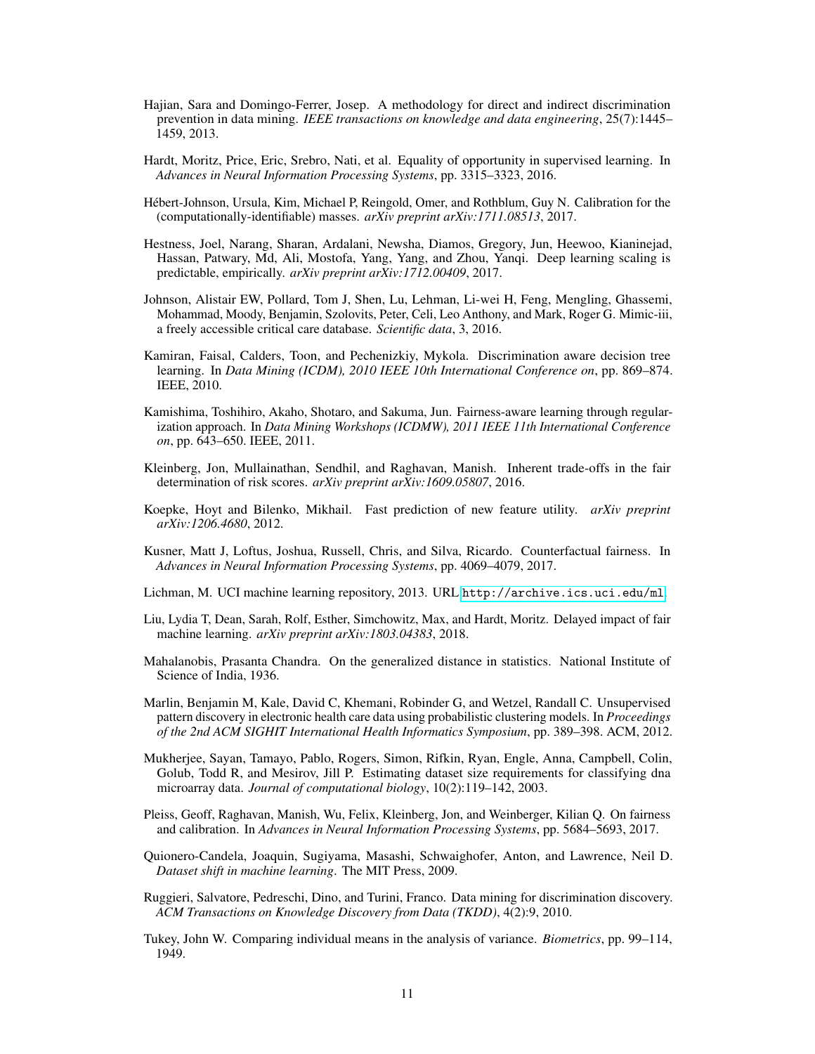Hajian, Sara and Domingo-Ferrer, Josep. A methodology for direct and indirect discrimination prevention in data mining. *IEEE transactions on knowledge and data engineering*, 25(7):1445–1459, 2013.

Hardt, Moritz, Price, Eric, Srebro, Nati, et al. Equality of opportunity in supervised learning. In *Advances in Neural Information Processing Systems*, pp. 3315–3323, 2016.

Hébert-Johnson, Ursula, Kim, Michael P, Reingold, Omer, and Rothblum, Guy N. Calibration for the (computationally-identifiable) masses. *arXiv preprint arXiv:1711.08513*, 2017.

Hestness, Joel, Narang, Sharan, Ardalani, Newsha, Diamos, Gregory, Jun, Heewoo, Kianinejad, Hassan, Patwary, Md, Ali, Mostofa, Yang, Yang, and Zhou, Yanqi. Deep learning scaling is predictable, empirically. *arXiv preprint arXiv:1712.00409*, 2017.

Johnson, Alistair EW, Pollard, Tom J, Shen, Lu, Lehman, Li-wei H, Feng, Mengling, Ghassemi, Mohammad, Moody, Benjamin, Szolovits, Peter, Celi, Leo Anthony, and Mark, Roger G. Mimic-iii, a freely accessible critical care database. *Scientific data*, 3, 2016.

Kamiran, Faisal, Calders, Toon, and Pechenizkiy, Mykola. Discrimination aware decision tree learning. In *Data Mining (ICDM), 2010 IEEE 10th International Conference on*, pp. 869–874. IEEE, 2010.

Kamishima, Toshihiro, Akaho, Shotaro, and Sakuma, Jun. Fairness-aware learning through regularization approach. In *Data Mining Workshops (ICDMW), 2011 IEEE 11th International Conference on*, pp. 643–650. IEEE, 2011.

Kleinberg, Jon, Mullainathan, Sendhil, and Raghavan, Manish. Inherent trade-offs in the fair determination of risk scores. *arXiv preprint arXiv:1609.05807*, 2016.

Koepke, Hoyt and Bilenko, Mikhail. Fast prediction of new feature utility. *arXiv preprint arXiv:1206.4680*, 2012.

Kusner, Matt J, Loftus, Joshua, Russell, Chris, and Silva, Ricardo. Counterfactual fairness. In *Advances in Neural Information Processing Systems*, pp. 4069–4079, 2017.

Lichman, M. UCI machine learning repository, 2013. URL http://archive.ics.uci.edu/ml.

Liu, Lydia T, Dean, Sarah, Rolf, Esther, Simchowitz, Max, and Hardt, Moritz. Delayed impact of fair machine learning. *arXiv preprint arXiv:1803.04383*, 2018.

Mahalanobis, Prasanta Chandra. On the generalized distance in statistics. National Institute of Science of India, 1936.

Marlin, Benjamin M, Kale, David C, Khemani, Robinder G, and Wetzel, Randall C. Unsupervised pattern discovery in electronic health care data using probabilistic clustering models. In *Proceedings of the 2nd ACM SIGHIT International Health Informatics Symposium*, pp. 389–398. ACM, 2012.

Mukherjee, Sayan, Tamayo, Pablo, Rogers, Simon, Rifkin, Ryan, Engle, Anna, Campbell, Colin, Golub, Todd R, and Mesirov, Jill P. Estimating dataset size requirements for classifying dna microarray data. *Journal of computational biology*, 10(2):119–142, 2003.

Pleiss, Geoff, Raghavan, Manish, Wu, Felix, Kleinberg, Jon, and Weinberger, Kilian Q. On fairness and calibration. In *Advances in Neural Information Processing Systems*, pp. 5684–5693, 2017.

Quionero-Candela, Joaquin, Sugiyama, Masashi, Schwaighofer, Anton, and Lawrence, Neil D. *Dataset shift in machine learning*. The MIT Press, 2009.

Ruggieri, Salvatore, Pedreschi, Dino, and Turini, Franco. Data mining for discrimination discovery. *ACM Transactions on Knowledge Discovery from Data (TKDD)*, 4(2):9, 2010.

Tukey, John W. Comparing individual means in the analysis of variance. *Biometrics*, pp. 99–114, 1949.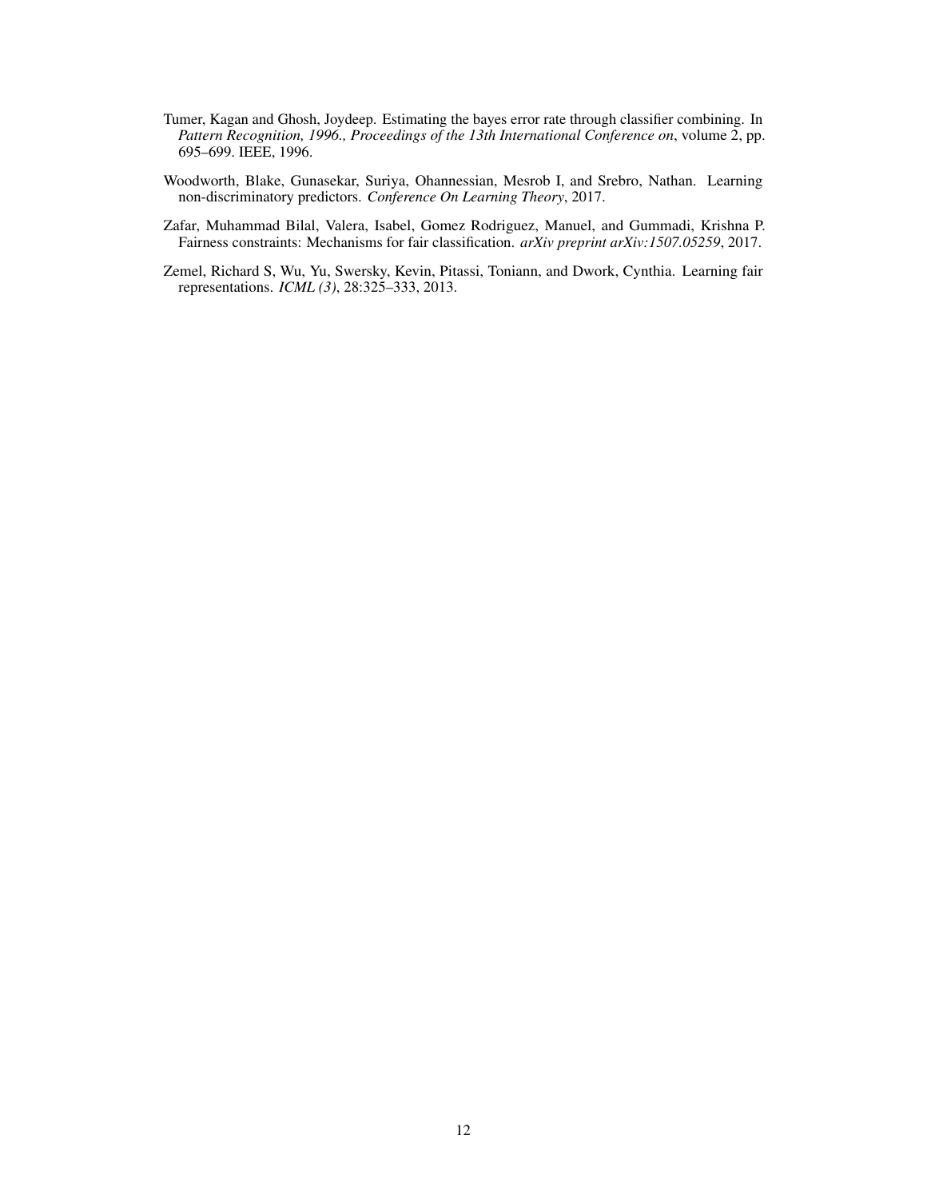Tumer, Kagan and Ghosh, Joydeep. Estimating the bayes error rate through classifier combining. In *Pattern Recognition, 1996., Proceedings of the 13th International Conference on*, volume 2, pp. 695–699. IEEE, 1996.

Woodworth, Blake, Gunasekar, Suriya, Ohannessian, Mesrob I, and Srebro, Nathan. Learning non-discriminatory predictors. *Conference On Learning Theory*, 2017.

Zafar, Muhammad Bilal, Valera, Isabel, Gomez Rodriguez, Manuel, and Gummadi, Krishna P. Fairness constraints: Mechanisms for fair classification. *arXiv preprint arXiv:1507.05259*, 2017.

Zemel, Richard S, Wu, Yu, Swersky, Kevin, Pitassi, Toniann, and Dwork, Cynthia. Learning fair representations. *ICML (3)*, 28:325–333, 2013.